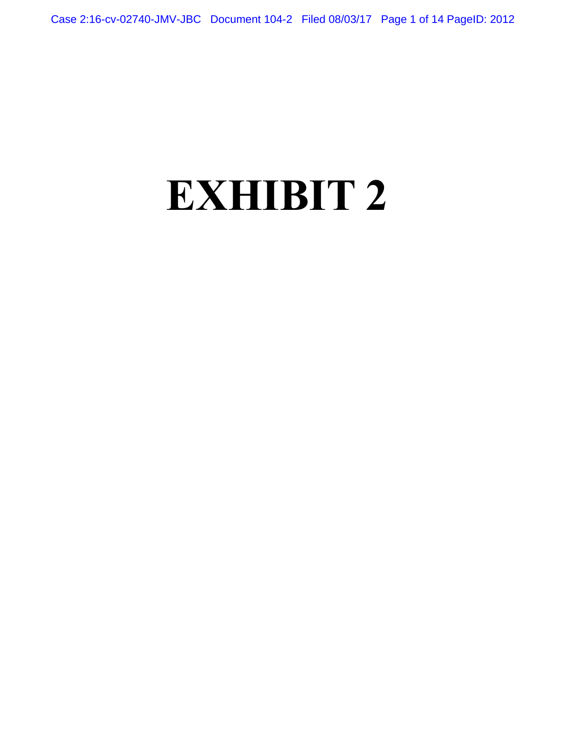# EXHIBIT 2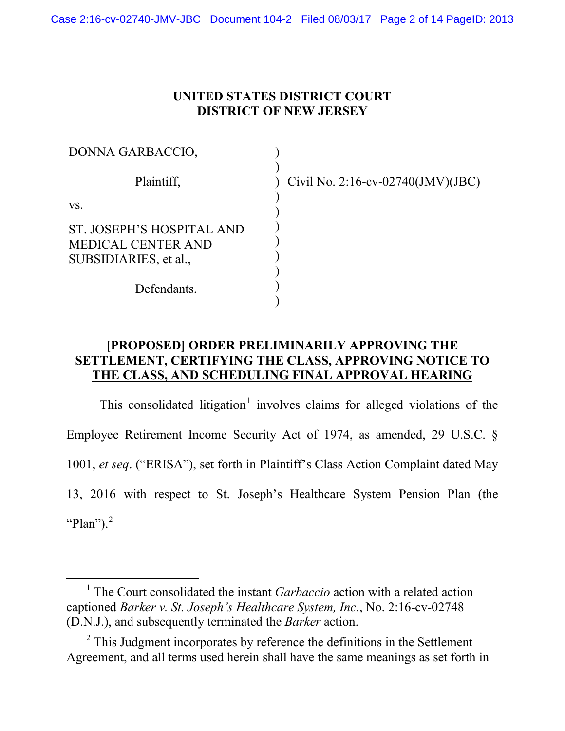**UNITED STATES DISTRICT COURT**
**DISTRICT OF NEW JERSEY**

| | | |
|---|---|---|
| DONNA GARBACCIO, | ) | |
| Plaintiff, | ) | Civil No. 2:16-cv-02740(JMV)(JBC) |
| vs. | ) | |
| ST. JOSEPH'S HOSPITAL AND MEDICAL CENTER AND SUBSIDIARIES, et al., | ) | |
| Defendants. | ) | |

**[PROPOSED] ORDER PRELIMINARILY APPROVING THE SETTLEMENT, CERTIFYING THE CLASS, APPROVING NOTICE TO THE CLASS, AND SCHEDULING FINAL APPROVAL HEARING**

This consolidated litigation[1] involves claims for alleged violations of the Employee Retirement Income Security Act of 1974, as amended, 29 U.S.C. § 1001, *et seq*. ("ERISA"), set forth in Plaintiff's Class Action Complaint dated May 13, 2016 with respect to St. Joseph's Healthcare System Pension Plan (the "Plan").[2]

---

[1] The Court consolidated the instant *Garbaccio* action with a related action captioned *Barker v. St. Joseph's Healthcare System, Inc*., No. 2:16-cv-02748 (D.N.J.), and subsequently terminated the *Barker* action.

[2] This Judgment incorporates by reference the definitions in the Settlement Agreement, and all terms used herein shall have the same meanings as set forth in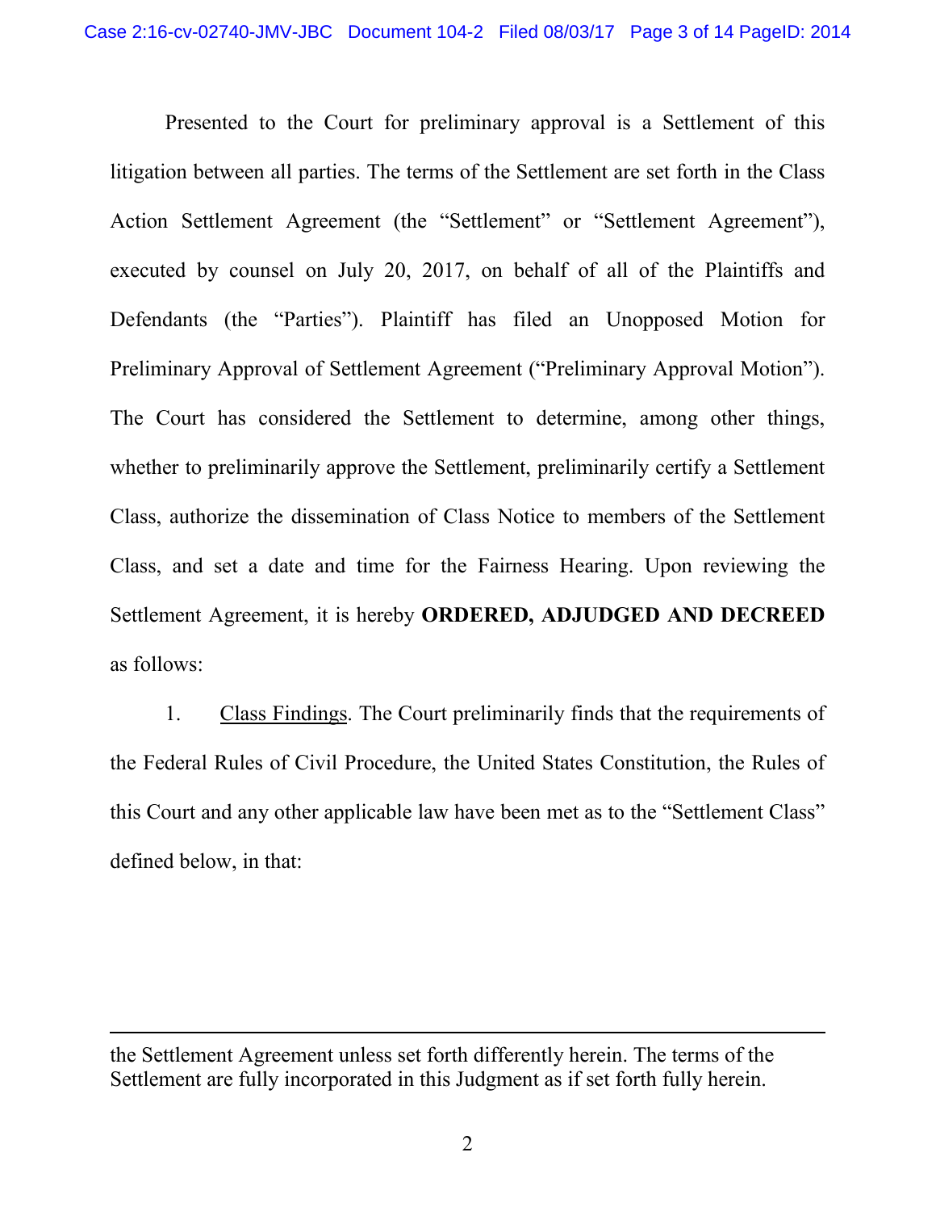Presented to the Court for preliminary approval is a Settlement of this litigation between all parties. The terms of the Settlement are set forth in the Class Action Settlement Agreement (the "Settlement" or "Settlement Agreement"), executed by counsel on July 20, 2017, on behalf of all of the Plaintiffs and Defendants (the "Parties"). Plaintiff has filed an Unopposed Motion for Preliminary Approval of Settlement Agreement ("Preliminary Approval Motion"). The Court has considered the Settlement to determine, among other things, whether to preliminarily approve the Settlement, preliminarily certify a Settlement Class, authorize the dissemination of Class Notice to members of the Settlement Class, and set a date and time for the Fairness Hearing. Upon reviewing the Settlement Agreement, it is hereby **ORDERED, ADJUDGED AND DECREED** as follows:

1. Class Findings. The Court preliminarily finds that the requirements of the Federal Rules of Civil Procedure, the United States Constitution, the Rules of this Court and any other applicable law have been met as to the "Settlement Class" defined below, in that:

---

the Settlement Agreement unless set forth differently herein. The terms of the Settlement are fully incorporated in this Judgment as if set forth fully herein.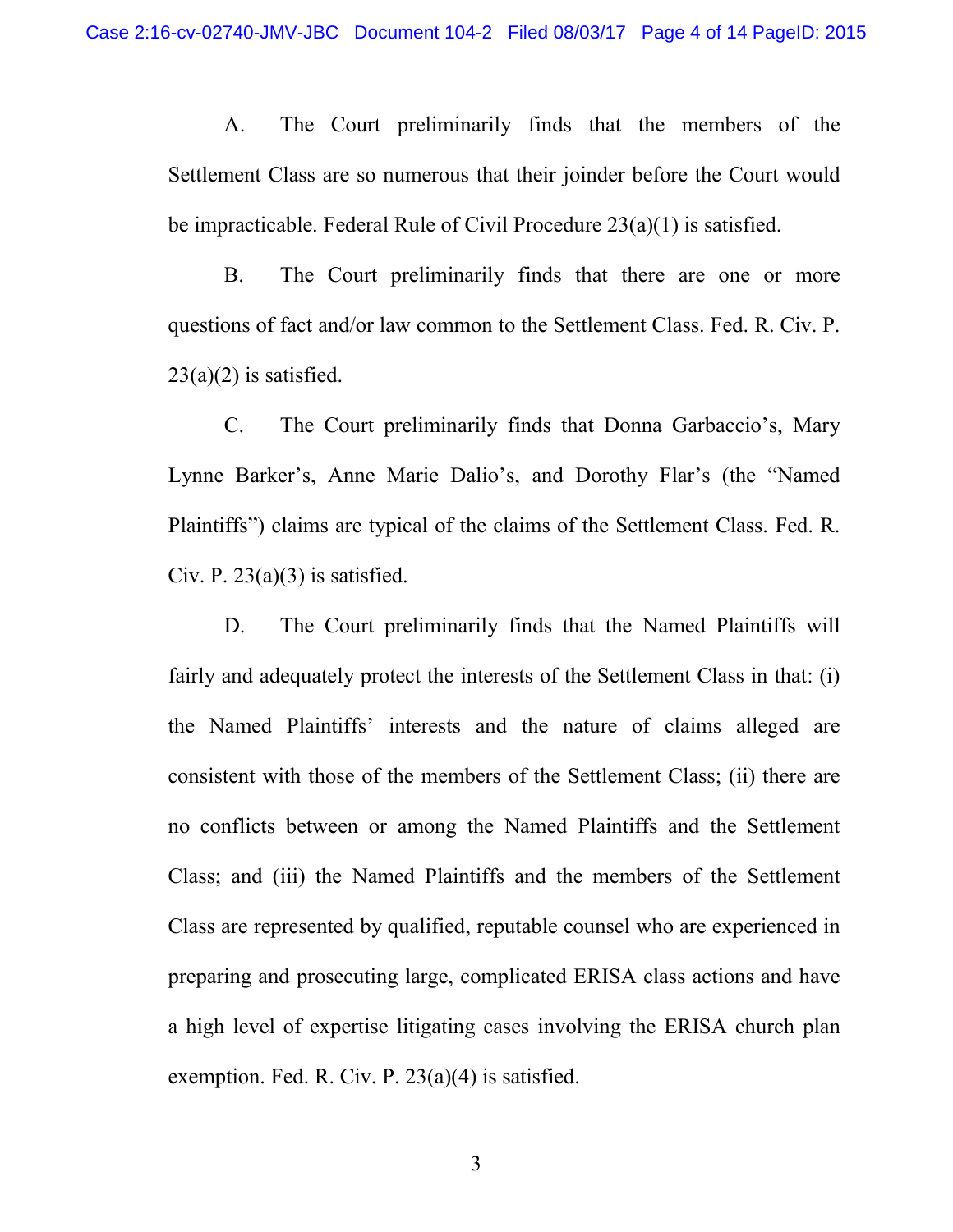A. The Court preliminarily finds that the members of the Settlement Class are so numerous that their joinder before the Court would be impracticable. Federal Rule of Civil Procedure 23(a)(1) is satisfied.

B. The Court preliminarily finds that there are one or more questions of fact and/or law common to the Settlement Class. Fed. R. Civ. P. 23(a)(2) is satisfied.

C. The Court preliminarily finds that Donna Garbaccio's, Mary Lynne Barker's, Anne Marie Dalio's, and Dorothy Flar's (the "Named Plaintiffs") claims are typical of the claims of the Settlement Class. Fed. R. Civ. P. 23(a)(3) is satisfied.

D. The Court preliminarily finds that the Named Plaintiffs will fairly and adequately protect the interests of the Settlement Class in that: (i) the Named Plaintiffs' interests and the nature of claims alleged are consistent with those of the members of the Settlement Class; (ii) there are no conflicts between or among the Named Plaintiffs and the Settlement Class; and (iii) the Named Plaintiffs and the members of the Settlement Class are represented by qualified, reputable counsel who are experienced in preparing and prosecuting large, complicated ERISA class actions and have a high level of expertise litigating cases involving the ERISA church plan exemption. Fed. R. Civ. P. 23(a)(4) is satisfied.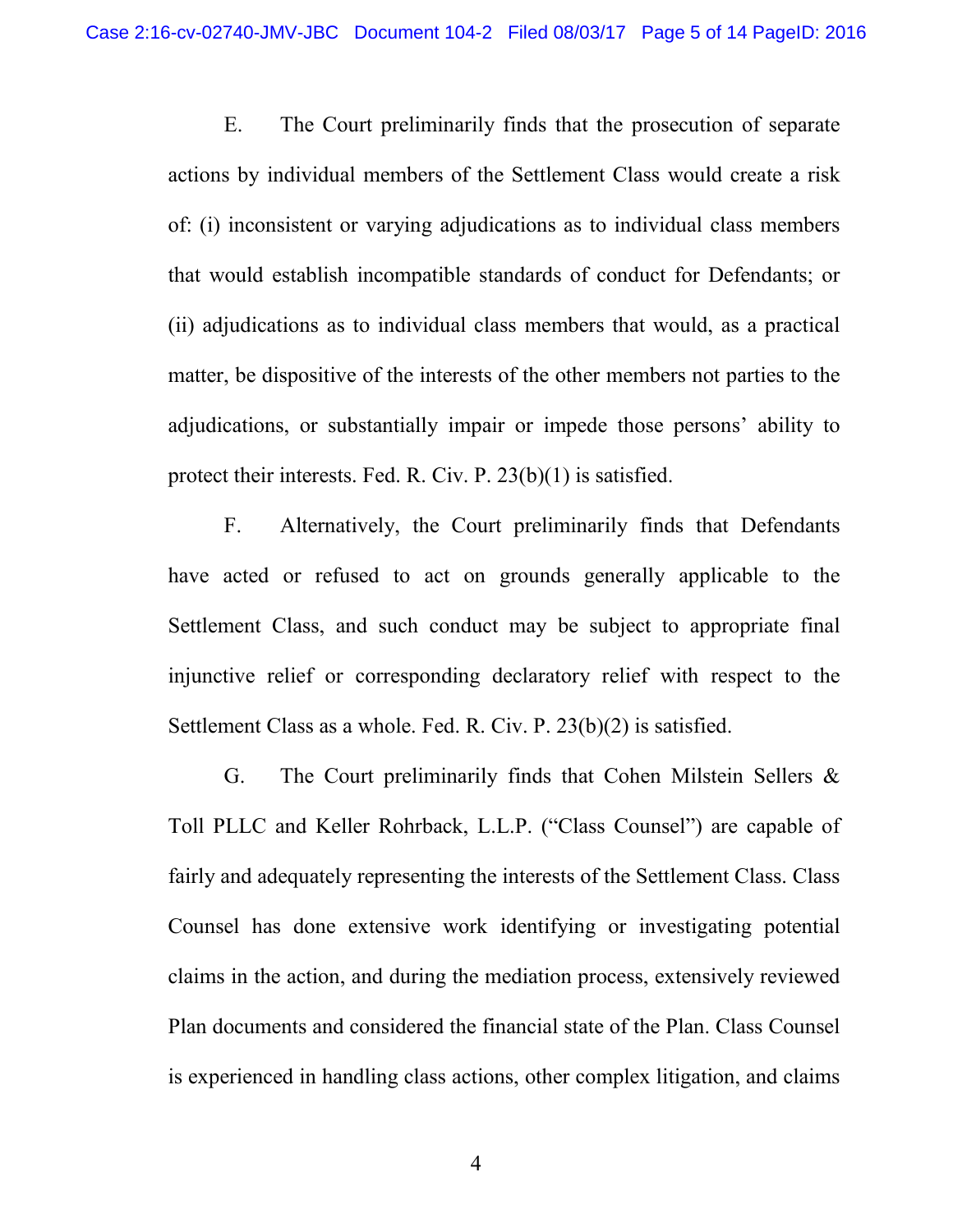E. The Court preliminarily finds that the prosecution of separate actions by individual members of the Settlement Class would create a risk of: (i) inconsistent or varying adjudications as to individual class members that would establish incompatible standards of conduct for Defendants; or (ii) adjudications as to individual class members that would, as a practical matter, be dispositive of the interests of the other members not parties to the adjudications, or substantially impair or impede those persons' ability to protect their interests. Fed. R. Civ. P. 23(b)(1) is satisfied.

F. Alternatively, the Court preliminarily finds that Defendants have acted or refused to act on grounds generally applicable to the Settlement Class, and such conduct may be subject to appropriate final injunctive relief or corresponding declaratory relief with respect to the Settlement Class as a whole. Fed. R. Civ. P. 23(b)(2) is satisfied.

G. The Court preliminarily finds that Cohen Milstein Sellers & Toll PLLC and Keller Rohrback, L.L.P. ("Class Counsel") are capable of fairly and adequately representing the interests of the Settlement Class. Class Counsel has done extensive work identifying or investigating potential claims in the action, and during the mediation process, extensively reviewed Plan documents and considered the financial state of the Plan. Class Counsel is experienced in handling class actions, other complex litigation, and claims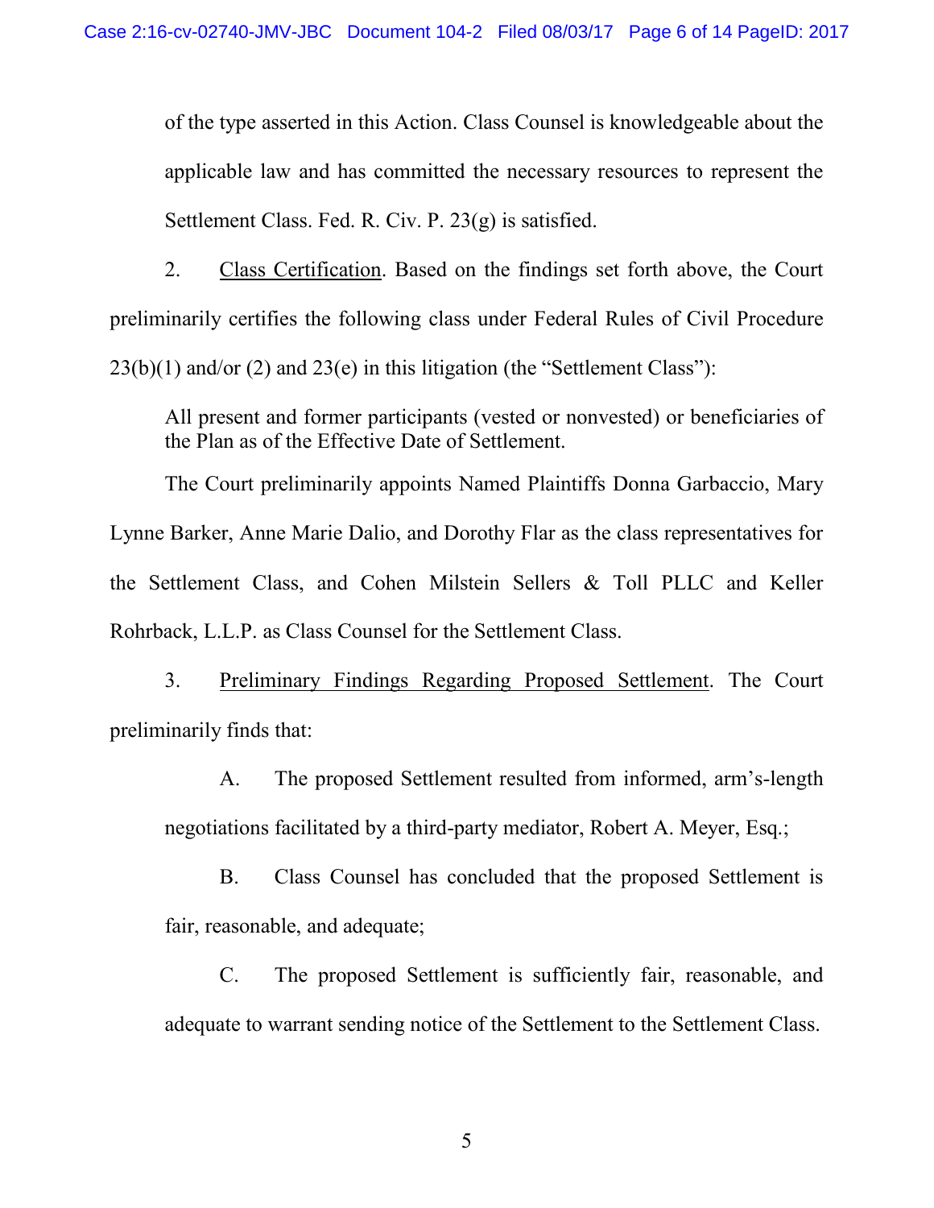of the type asserted in this Action. Class Counsel is knowledgeable about the applicable law and has committed the necessary resources to represent the Settlement Class. Fed. R. Civ. P. 23(g) is satisfied.

2. Class Certification. Based on the findings set forth above, the Court preliminarily certifies the following class under Federal Rules of Civil Procedure 23(b)(1) and/or (2) and 23(e) in this litigation (the "Settlement Class"):

> All present and former participants (vested or nonvested) or beneficiaries of the Plan as of the Effective Date of Settlement.

The Court preliminarily appoints Named Plaintiffs Donna Garbaccio, Mary Lynne Barker, Anne Marie Dalio, and Dorothy Flar as the class representatives for the Settlement Class, and Cohen Milstein Sellers & Toll PLLC and Keller Rohrback, L.L.P. as Class Counsel for the Settlement Class.

3. Preliminary Findings Regarding Proposed Settlement. The Court preliminarily finds that:

A. The proposed Settlement resulted from informed, arm's-length negotiations facilitated by a third-party mediator, Robert A. Meyer, Esq.;

B. Class Counsel has concluded that the proposed Settlement is fair, reasonable, and adequate;

C. The proposed Settlement is sufficiently fair, reasonable, and adequate to warrant sending notice of the Settlement to the Settlement Class.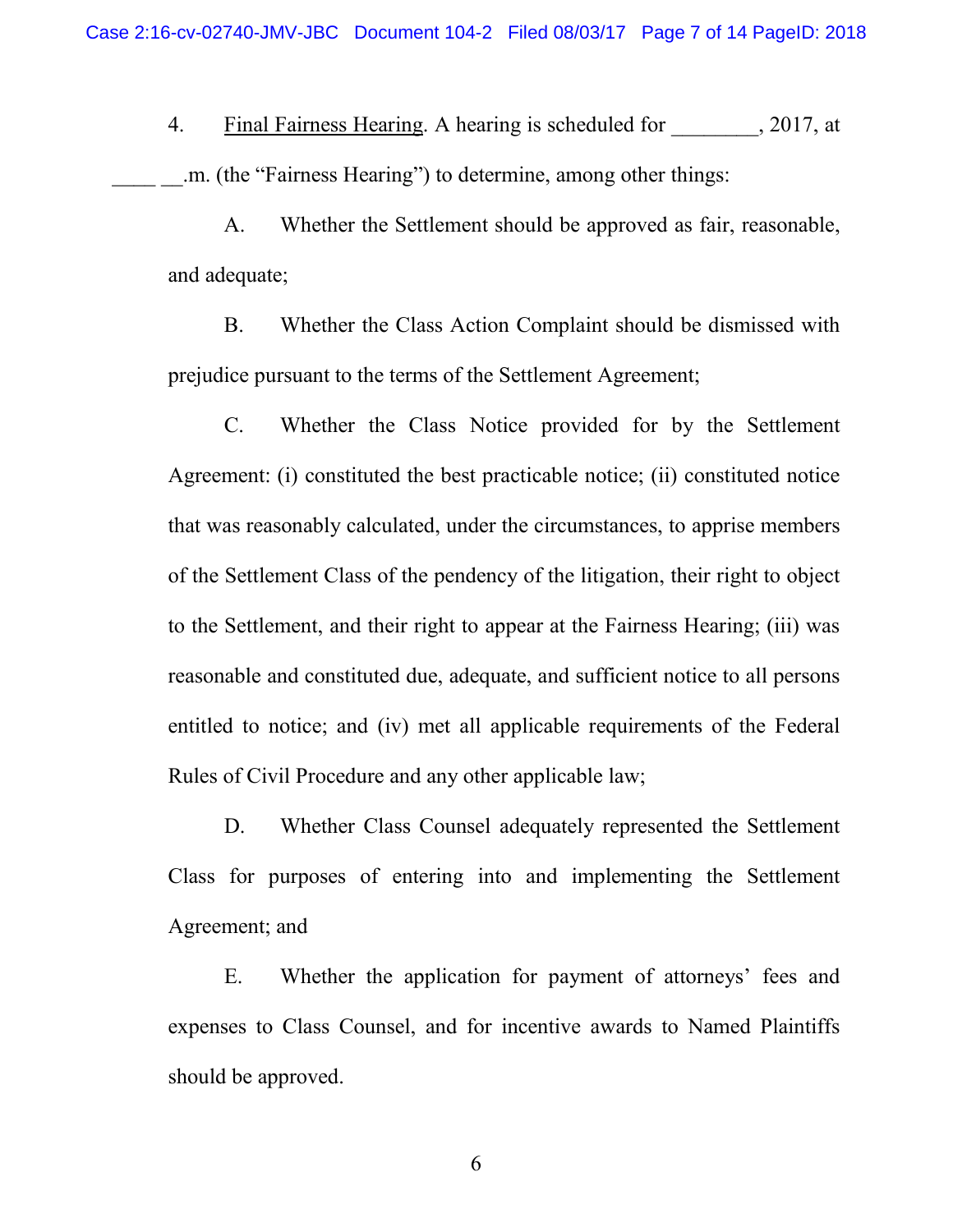4. Final Fairness Hearing. A hearing is scheduled for ________, 2017, at ____ __.m. (the "Fairness Hearing") to determine, among other things:

A. Whether the Settlement should be approved as fair, reasonable, and adequate;

B. Whether the Class Action Complaint should be dismissed with prejudice pursuant to the terms of the Settlement Agreement;

C. Whether the Class Notice provided for by the Settlement Agreement: (i) constituted the best practicable notice; (ii) constituted notice that was reasonably calculated, under the circumstances, to apprise members of the Settlement Class of the pendency of the litigation, their right to object to the Settlement, and their right to appear at the Fairness Hearing; (iii) was reasonable and constituted due, adequate, and sufficient notice to all persons entitled to notice; and (iv) met all applicable requirements of the Federal Rules of Civil Procedure and any other applicable law;

D. Whether Class Counsel adequately represented the Settlement Class for purposes of entering into and implementing the Settlement Agreement; and

E. Whether the application for payment of attorneys' fees and expenses to Class Counsel, and for incentive awards to Named Plaintiffs should be approved.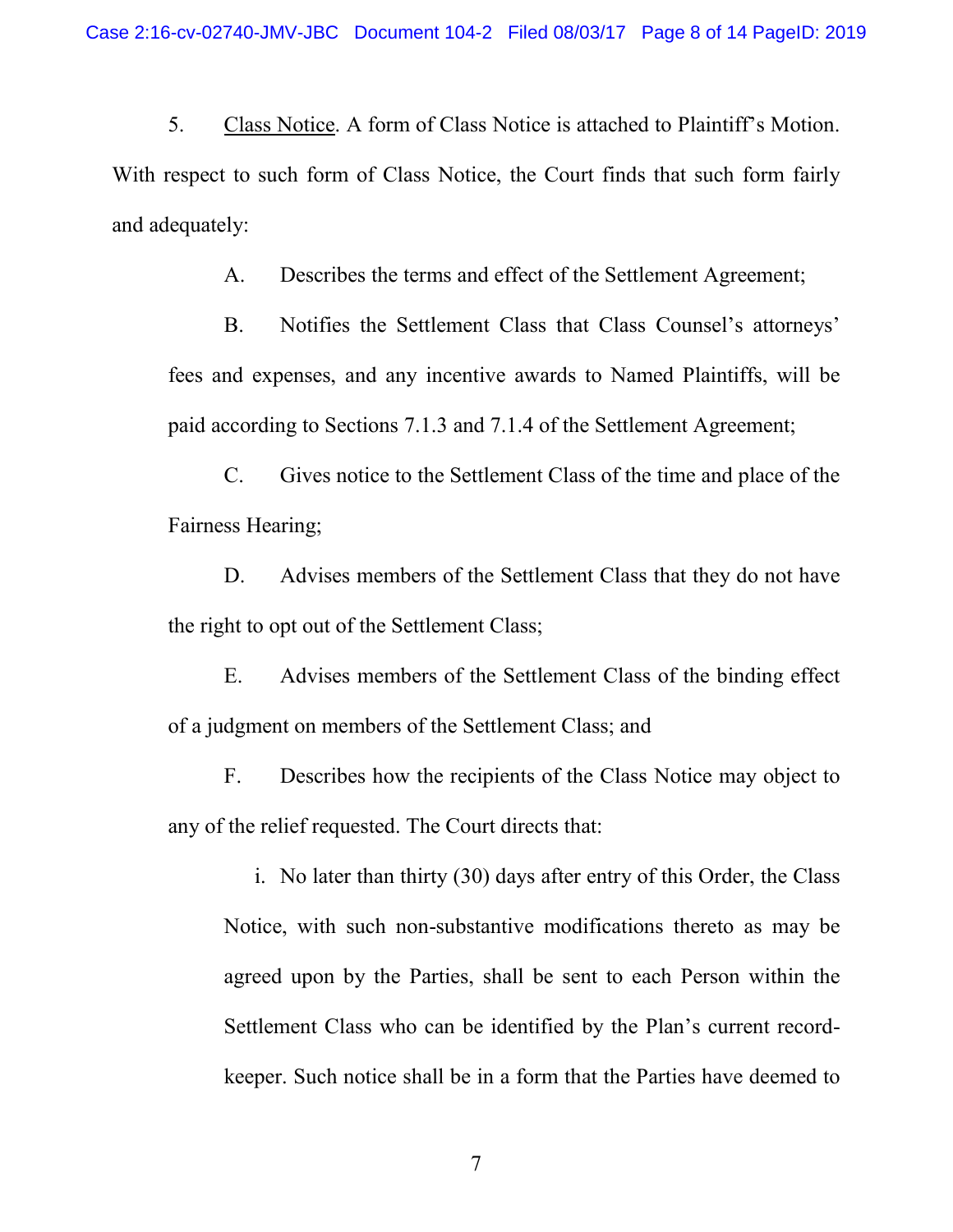5. <u>Class Notice</u>. A form of Class Notice is attached to Plaintiff's Motion. With respect to such form of Class Notice, the Court finds that such form fairly and adequately:

A. Describes the terms and effect of the Settlement Agreement;

B. Notifies the Settlement Class that Class Counsel's attorneys' fees and expenses, and any incentive awards to Named Plaintiffs, will be paid according to Sections 7.1.3 and 7.1.4 of the Settlement Agreement;

C. Gives notice to the Settlement Class of the time and place of the Fairness Hearing;

D. Advises members of the Settlement Class that they do not have the right to opt out of the Settlement Class;

E. Advises members of the Settlement Class of the binding effect of a judgment on members of the Settlement Class; and

F. Describes how the recipients of the Class Notice may object to any of the relief requested. The Court directs that:

i. No later than thirty (30) days after entry of this Order, the Class Notice, with such non-substantive modifications thereto as may be agreed upon by the Parties, shall be sent to each Person within the Settlement Class who can be identified by the Plan's current record-keeper. Such notice shall be in a form that the Parties have deemed to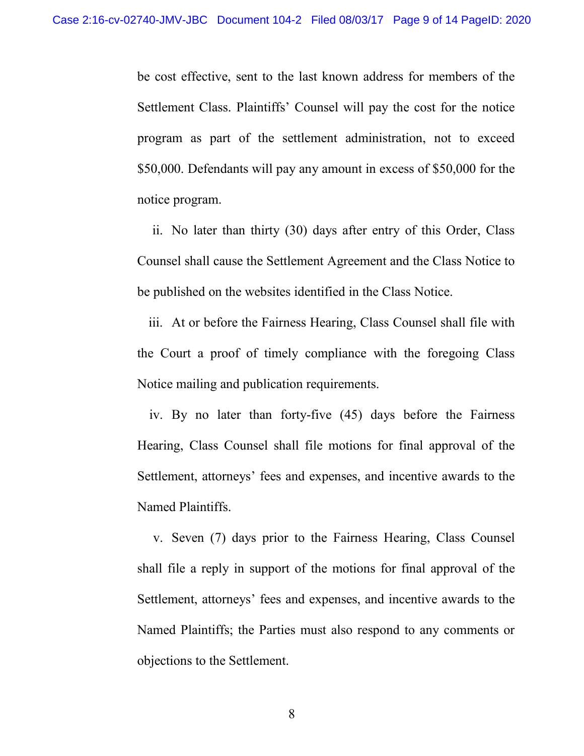be cost effective, sent to the last known address for members of the Settlement Class. Plaintiffs' Counsel will pay the cost for the notice program as part of the settlement administration, not to exceed $50,000. Defendants will pay any amount in excess of $50,000 for the notice program.

ii. No later than thirty (30) days after entry of this Order, Class Counsel shall cause the Settlement Agreement and the Class Notice to be published on the websites identified in the Class Notice.

iii. At or before the Fairness Hearing, Class Counsel shall file with the Court a proof of timely compliance with the foregoing Class Notice mailing and publication requirements.

iv. By no later than forty-five (45) days before the Fairness Hearing, Class Counsel shall file motions for final approval of the Settlement, attorneys' fees and expenses, and incentive awards to the Named Plaintiffs.

v. Seven (7) days prior to the Fairness Hearing, Class Counsel shall file a reply in support of the motions for final approval of the Settlement, attorneys' fees and expenses, and incentive awards to the Named Plaintiffs; the Parties must also respond to any comments or objections to the Settlement.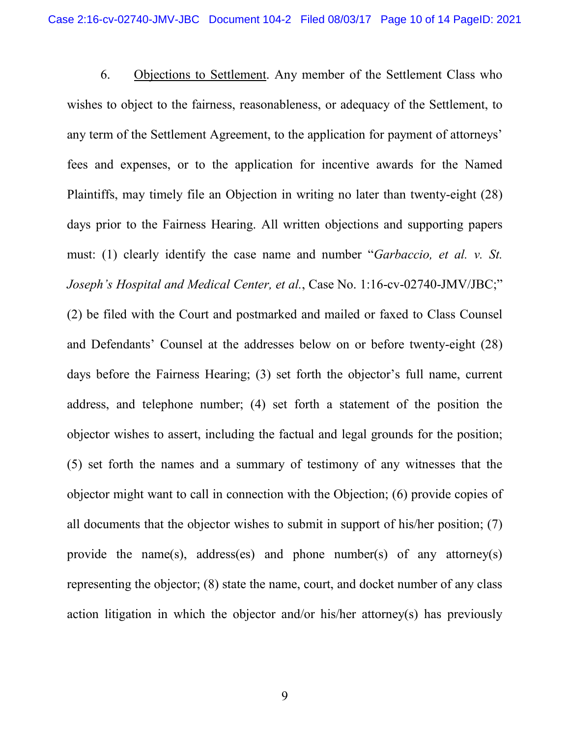6. Objections to Settlement. Any member of the Settlement Class who wishes to object to the fairness, reasonableness, or adequacy of the Settlement, to any term of the Settlement Agreement, to the application for payment of attorneys' fees and expenses, or to the application for incentive awards for the Named Plaintiffs, may timely file an Objection in writing no later than twenty-eight (28) days prior to the Fairness Hearing. All written objections and supporting papers must: (1) clearly identify the case name and number "*Garbaccio, et al. v. St. Joseph's Hospital and Medical Center, et al.*, Case No. 1:16-cv-02740-JMV/JBC;" (2) be filed with the Court and postmarked and mailed or faxed to Class Counsel and Defendants' Counsel at the addresses below on or before twenty-eight (28) days before the Fairness Hearing; (3) set forth the objector's full name, current address, and telephone number; (4) set forth a statement of the position the objector wishes to assert, including the factual and legal grounds for the position; (5) set forth the names and a summary of testimony of any witnesses that the objector might want to call in connection with the Objection; (6) provide copies of all documents that the objector wishes to submit in support of his/her position; (7) provide the name(s), address(es) and phone number(s) of any attorney(s) representing the objector; (8) state the name, court, and docket number of any class action litigation in which the objector and/or his/her attorney(s) has previously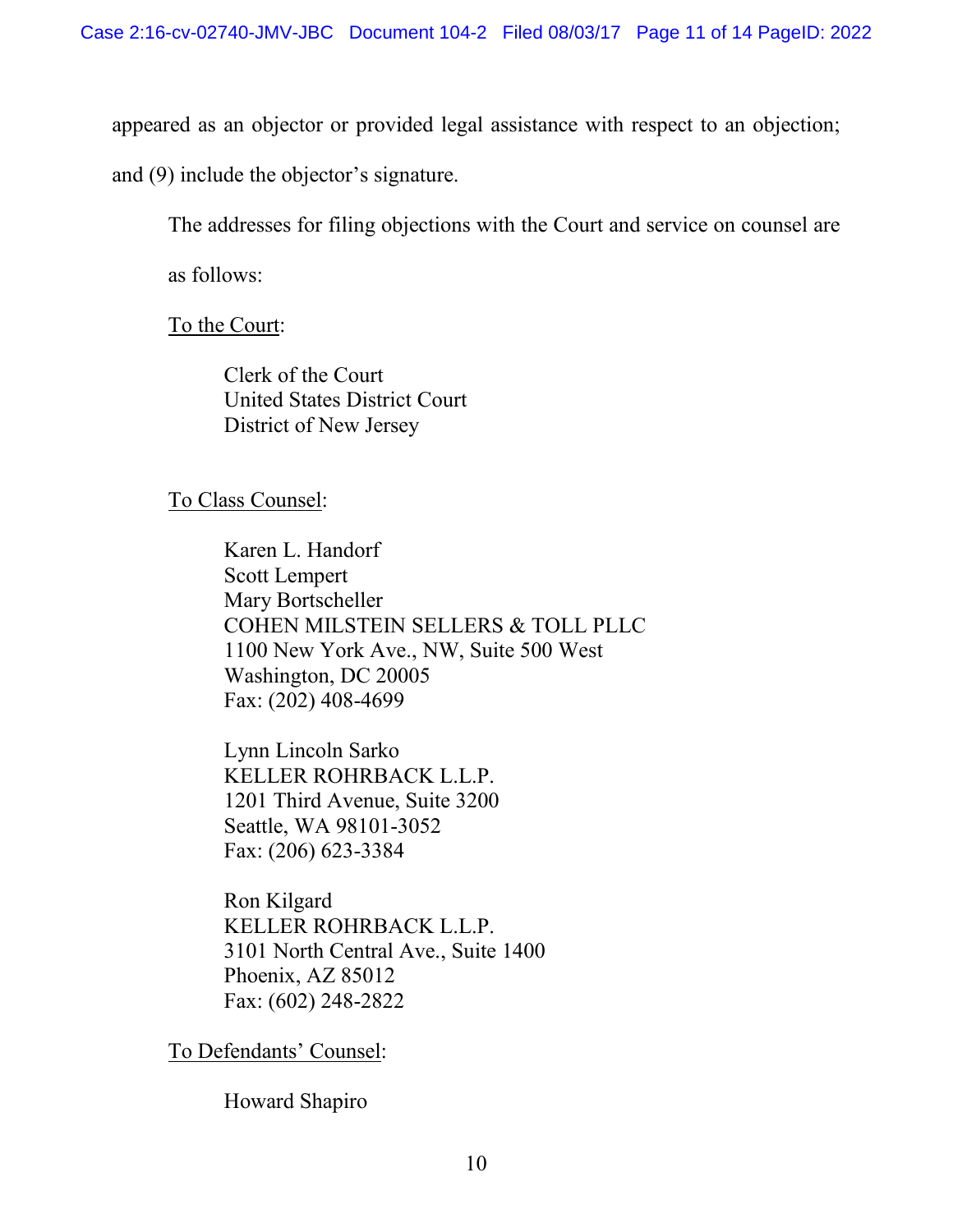appeared as an objector or provided legal assistance with respect to an objection; and (9) include the objector's signature.

The addresses for filing objections with the Court and service on counsel are as follows:

To the Court:

Clerk of the Court
United States District Court
District of New Jersey

To Class Counsel:

Karen L. Handorf
Scott Lempert
Mary Bortscheller
COHEN MILSTEIN SELLERS & TOLL PLLC
1100 New York Ave., NW, Suite 500 West
Washington, DC 20005
Fax: (202) 408-4699

Lynn Lincoln Sarko
KELLER ROHRBACK L.L.P.
1201 Third Avenue, Suite 3200
Seattle, WA 98101-3052
Fax: (206) 623-3384

Ron Kilgard
KELLER ROHRBACK L.L.P.
3101 North Central Ave., Suite 1400
Phoenix, AZ 85012
Fax: (602) 248-2822

To Defendants' Counsel:

Howard Shapiro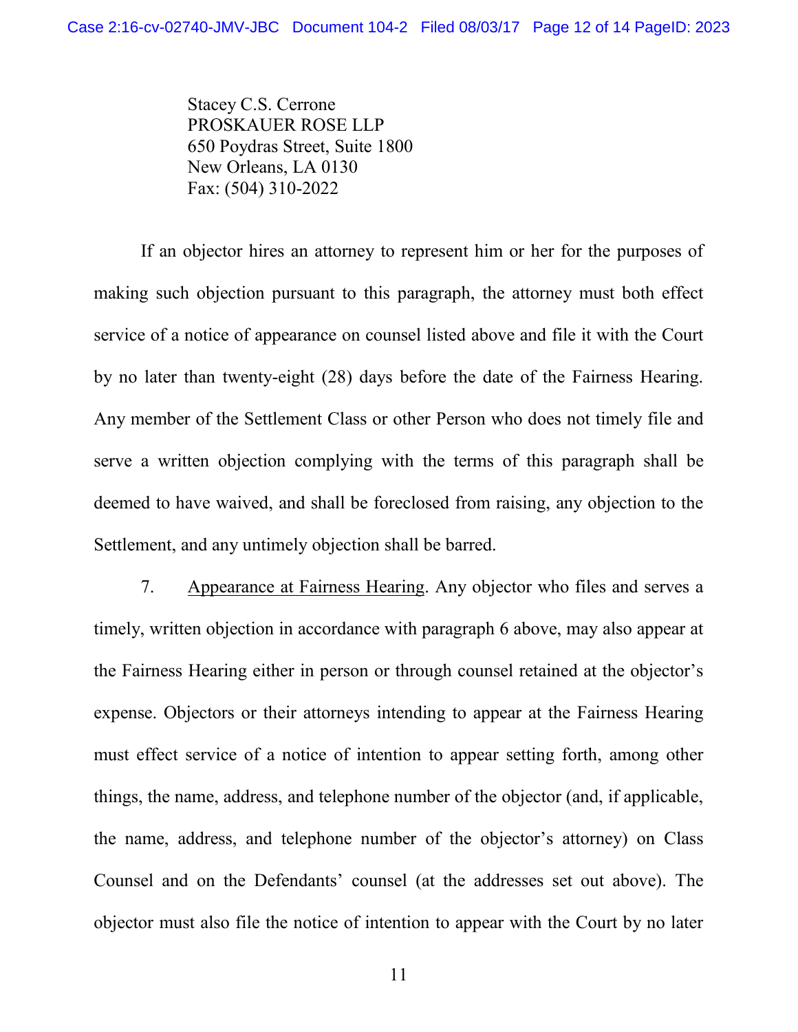Stacey C.S. Cerrone
PROSKAUER ROSE LLP
650 Poydras Street, Suite 1800
New Orleans, LA 0130
Fax: (504) 310-2022

If an objector hires an attorney to represent him or her for the purposes of making such objection pursuant to this paragraph, the attorney must both effect service of a notice of appearance on counsel listed above and file it with the Court by no later than twenty-eight (28) days before the date of the Fairness Hearing. Any member of the Settlement Class or other Person who does not timely file and serve a written objection complying with the terms of this paragraph shall be deemed to have waived, and shall be foreclosed from raising, any objection to the Settlement, and any untimely objection shall be barred.

7. Appearance at Fairness Hearing. Any objector who files and serves a timely, written objection in accordance with paragraph 6 above, may also appear at the Fairness Hearing either in person or through counsel retained at the objector's expense. Objectors or their attorneys intending to appear at the Fairness Hearing must effect service of a notice of intention to appear setting forth, among other things, the name, address, and telephone number of the objector (and, if applicable, the name, address, and telephone number of the objector's attorney) on Class Counsel and on the Defendants' counsel (at the addresses set out above). The objector must also file the notice of intention to appear with the Court by no later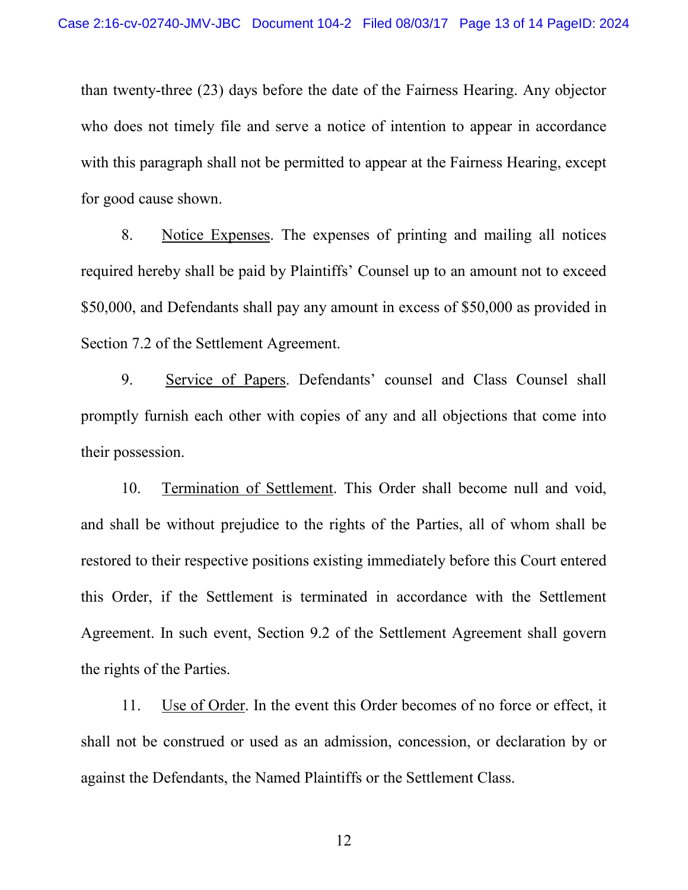than twenty-three (23) days before the date of the Fairness Hearing. Any objector who does not timely file and serve a notice of intention to appear in accordance with this paragraph shall not be permitted to appear at the Fairness Hearing, except for good cause shown.

8. Notice Expenses. The expenses of printing and mailing all notices required hereby shall be paid by Plaintiffs' Counsel up to an amount not to exceed $50,000, and Defendants shall pay any amount in excess of $50,000 as provided in Section 7.2 of the Settlement Agreement.

9. Service of Papers. Defendants' counsel and Class Counsel shall promptly furnish each other with copies of any and all objections that come into their possession.

10. Termination of Settlement. This Order shall become null and void, and shall be without prejudice to the rights of the Parties, all of whom shall be restored to their respective positions existing immediately before this Court entered this Order, if the Settlement is terminated in accordance with the Settlement Agreement. In such event, Section 9.2 of the Settlement Agreement shall govern the rights of the Parties.

11. Use of Order. In the event this Order becomes of no force or effect, it shall not be construed or used as an admission, concession, or declaration by or against the Defendants, the Named Plaintiffs or the Settlement Class.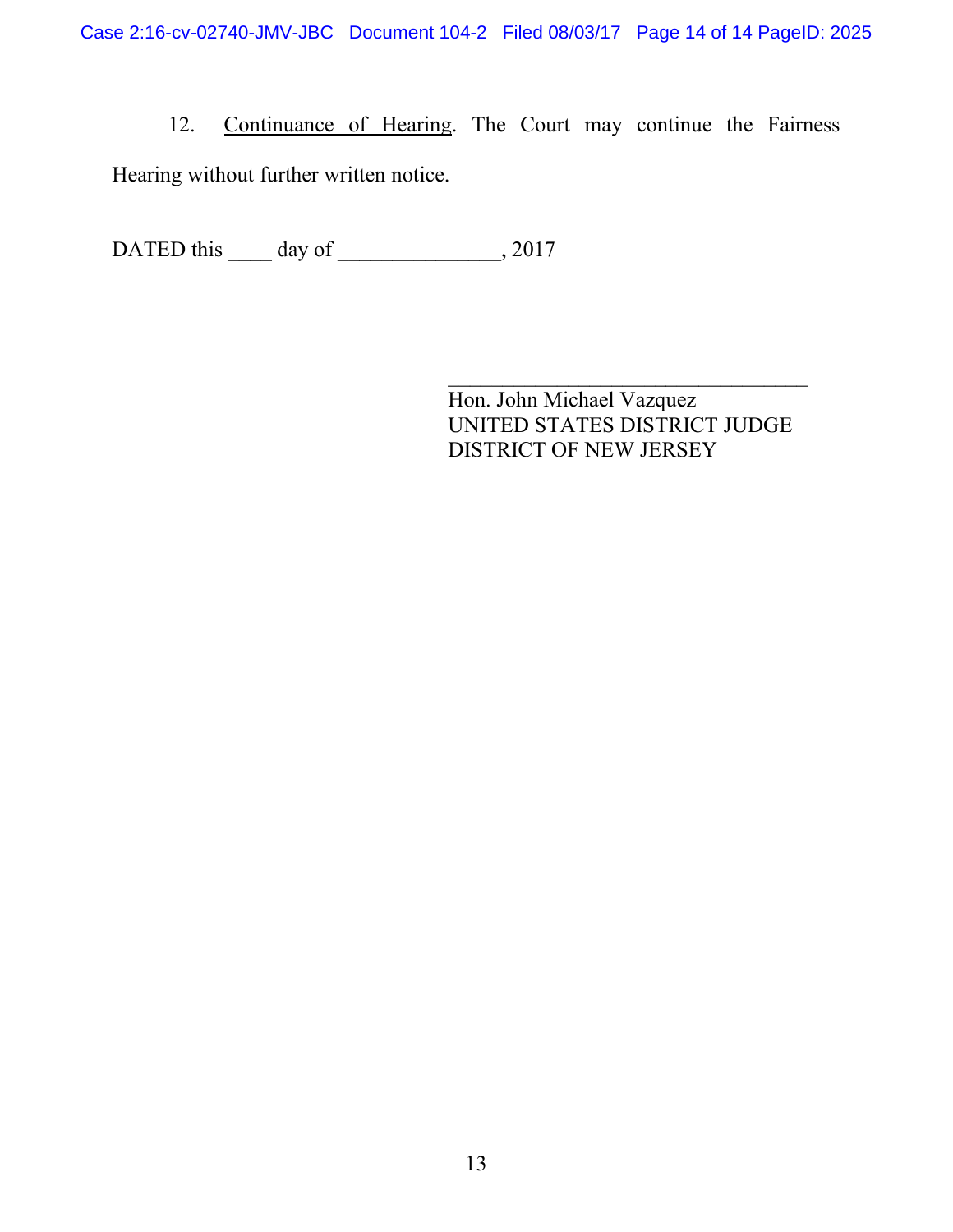12. Continuance of Hearing. The Court may continue the Fairness Hearing without further written notice.

DATED this ____ day of _______________, 2017

__________________________________
Hon. John Michael Vazquez
UNITED STATES DISTRICT JUDGE
DISTRICT OF NEW JERSEY